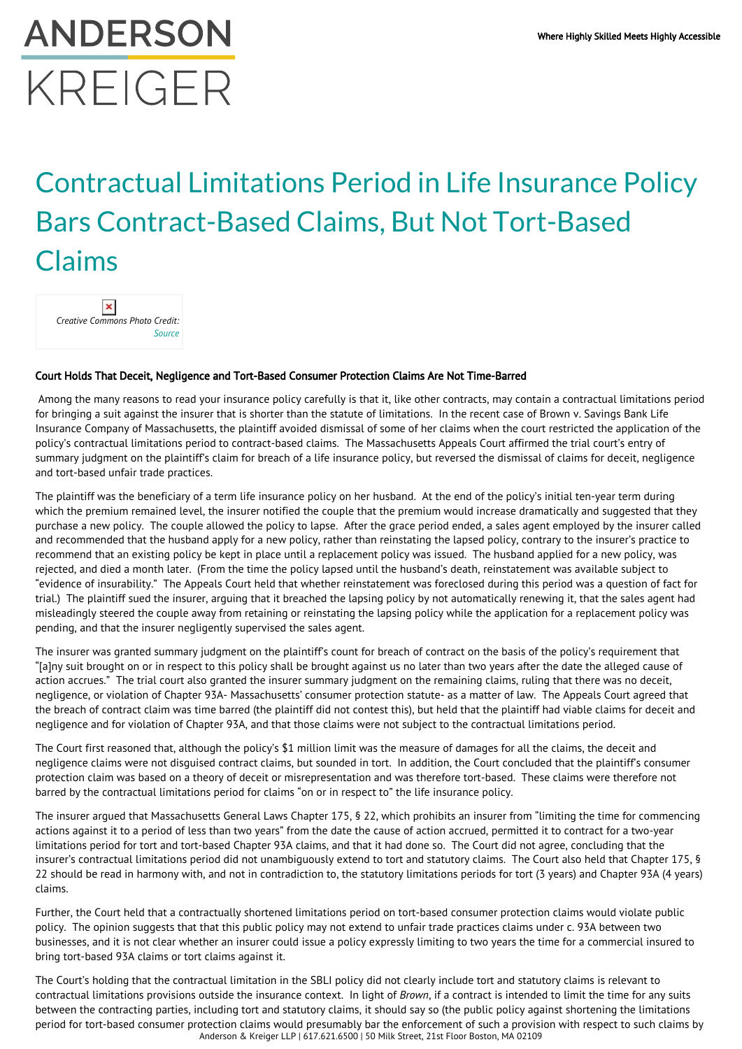# Contractual Limitations Period in Life Insurance Policy Bars Contract-Based Claims, But Not Tort-Based Claims

*Creative Commons Photo Credit: Source*

**Court Holds That Deceit, Negligence and Tort-Based Consumer Protection Claims Are Not Time-Barred**

Among the many reasons to read your insurance policy carefully is that it, like other contracts, may contain a contractual limitations period for bringing a suit against the insurer that is shorter than the statute of limitations. In the recent case of Brown v. Savings Bank Life Insurance Company of Massachusetts, the plaintiff avoided dismissal of some of her claims when the court restricted the application of the policy's contractual limitations period to contract-based claims. The Massachusetts Appeals Court affirmed the trial court's entry of summary judgment on the plaintiff's claim for breach of a life insurance policy, but reversed the dismissal of claims for deceit, negligence and tort-based unfair trade practices.

The plaintiff was the beneficiary of a term life insurance policy on her husband. At the end of the policy's initial ten-year term during which the premium remained level, the insurer notified the couple that the premium would increase dramatically and suggested that they purchase a new policy. The couple allowed the policy to lapse. After the grace period ended, a sales agent employed by the insurer called and recommended that the husband apply for a new policy, rather than reinstating the lapsed policy, contrary to the insurer's practice to recommend that an existing policy be kept in place until a replacement policy was issued. The husband applied for a new policy, was rejected, and died a month later. (From the time the policy lapsed until the husband's death, reinstatement was available subject to "evidence of insurability." The Appeals Court held that whether reinstatement was foreclosed during this period was a question of fact for trial.) The plaintiff sued the insurer, arguing that it breached the lapsing policy by not automatically renewing it, that the sales agent had misleadingly steered the couple away from retaining or reinstating the lapsing policy while the application for a replacement policy was pending, and that the insurer negligently supervised the sales agent.

The insurer was granted summary judgment on the plaintiff's count for breach of contract on the basis of the policy's requirement that "[a]ny suit brought on or in respect to this policy shall be brought against us no later than two years after the date the alleged cause of action accrues." The trial court also granted the insurer summary judgment on the remaining claims, ruling that there was no deceit, negligence, or violation of Chapter 93A- Massachusetts' consumer protection statute- as a matter of law. The Appeals Court agreed that the breach of contract claim was time barred (the plaintiff did not contest this), but held that the plaintiff had viable claims for deceit and negligence and for violation of Chapter 93A, and that those claims were not subject to the contractual limitations period.

The Court first reasoned that, although the policy's $1 million limit was the measure of damages for all the claims, the deceit and negligence claims were not disguised contract claims, but sounded in tort. In addition, the Court concluded that the plaintiff's consumer protection claim was based on a theory of deceit or misrepresentation and was therefore tort-based. These claims were therefore not barred by the contractual limitations period for claims "on or in respect to" the life insurance policy.

The insurer argued that Massachusetts General Laws Chapter 175, § 22, which prohibits an insurer from "limiting the time for commencing actions against it to a period of less than two years" from the date the cause of action accrued, permitted it to contract for a two-year limitations period for tort and tort-based Chapter 93A claims, and that it had done so. The Court did not agree, concluding that the insurer's contractual limitations period did not unambiguously extend to tort and statutory claims. The Court also held that Chapter 175, § 22 should be read in harmony with, and not in contradiction to, the statutory limitations periods for tort (3 years) and Chapter 93A (4 years) claims.

Further, the Court held that a contractually shortened limitations period on tort-based consumer protection claims would violate public policy. The opinion suggests that that this public policy may not extend to unfair trade practices claims under c. 93A between two businesses, and it is not clear whether an insurer could issue a policy expressly limiting to two years the time for a commercial insured to bring tort-based 93A claims or tort claims against it.

The Court's holding that the contractual limitation in the SBLI policy did not clearly include tort and statutory claims is relevant to contractual limitations provisions outside the insurance context. In light of *Brown*, if a contract is intended to limit the time for any suits between the contracting parties, including tort and statutory claims, it should say so (the public policy against shortening the limitations period for tort-based consumer protection claims would presumably bar the enforcement of such a provision with respect to such claims by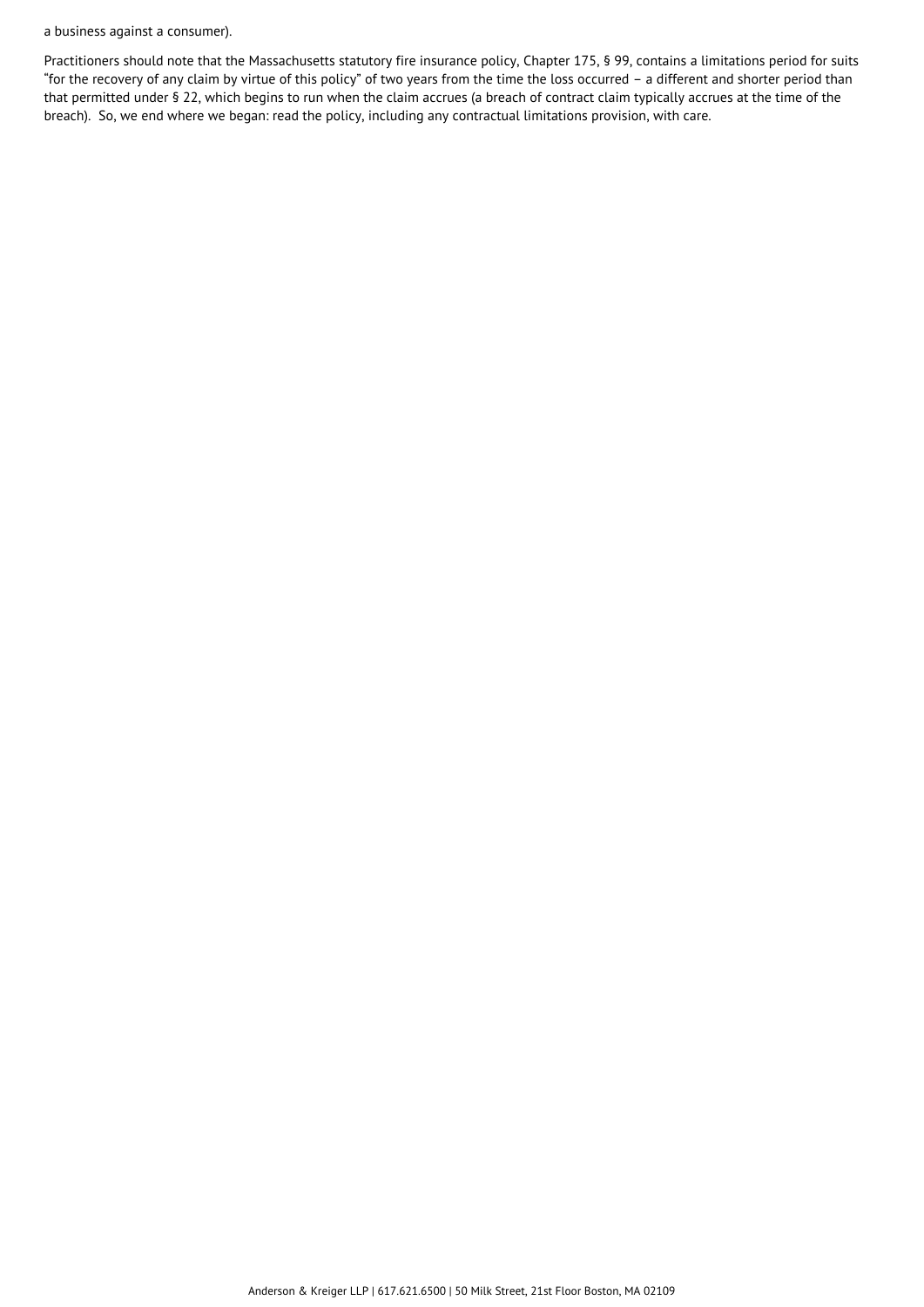a business against a consumer).

Practitioners should note that the Massachusetts statutory fire insurance policy, Chapter 175, § 99, contains a limitations period for suits "for the recovery of any claim by virtue of this policy" of two years from the time the loss occurred – a different and shorter period than that permitted under § 22, which begins to run when the claim accrues (a breach of contract claim typically accrues at the time of the breach). So, we end where we began: read the policy, including any contractual limitations provision, with care.